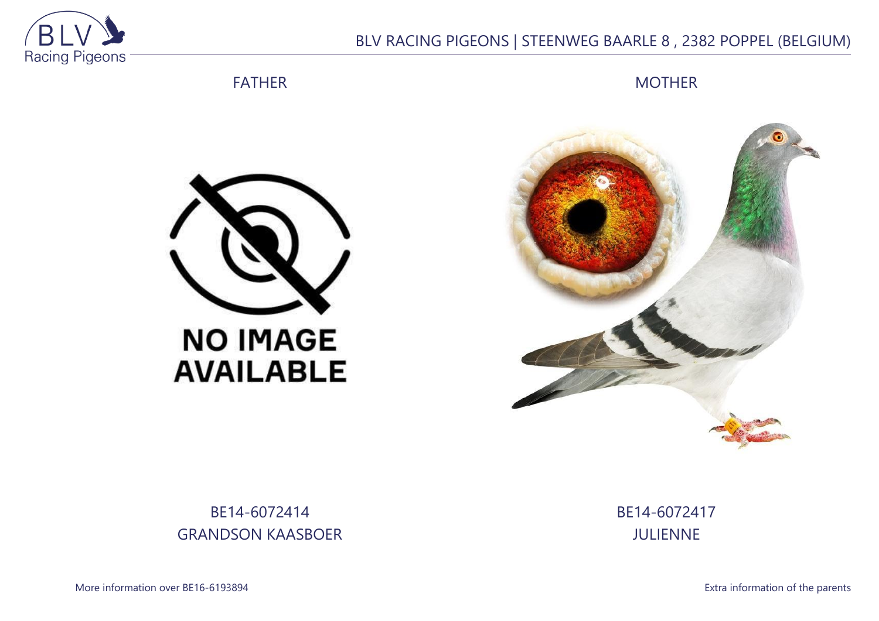BLV RACING PIGEONS | STEENWEG BAARLE 8 , 2382 POPPEL (BELGIUM)

| FATHER | MOTHER |
| --- | --- |
| BE14-6072414 | BE14-6072417 |
| GRANDSON KAASBOER | JULIENNE |

More information over BE16-6193894

Extra information of the parents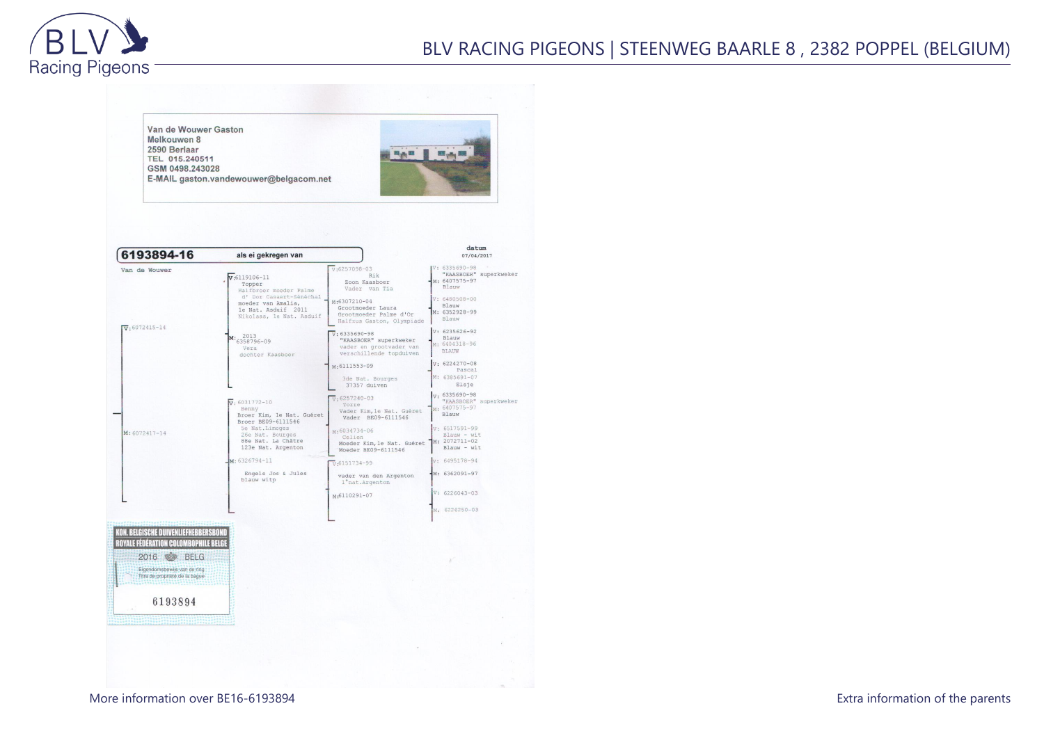Van de Wouwer Gaston
Melkouwen 8
2590 Berlaar
TEL 015.240511
GSM 0498.243028
E-MAIL gaston.vandewouwer@belgacom.net

**6193894-16** als ei gekregen van

datum
07/04/2017

Van de Wouwer

V: 6072415-14

- V: 6119106-11
  Topper
  Halfbroer moeder Palme d' Dor Cassert-Sénéchal
  moeder van Amalia,
  1e Nat. Asduif 2011
  Nikolaas, 1e Nat. Asduif
  - V: 6257098-03
    Rik
    Zoon Kaasboer
    Vader van Tia
    - V: 6335690-98 "KAASBOER" superkweker
    - M: 6407575-97 Blauw
  - M: 6307210-04
    Grootmoeder Laura
    Grootmoeder Palme d'Or
    Halfzus Gaston, Olympiade
    - V: 6480508-00 Blauw
    - M: 6352928-99 Blauw
- M: 6358796-09
  2013
  Vera
  dochter Kaasboer
  - V: 6335690-98
    "KAASBOER" superkweker
    vader en grootvader van verschillende topduiven
    - V: 6235626-92 Blauw
    - M: 6404318-96 BLAUW
  - M: 6111553-09
    3de Nat. Bourges
    37357 duiven
    - V: 6224270-08 Pascal
    - M: 6385691-07 Elsje

M: 6072417-14

- V: 6031772-10
  Benny
  Broer Kim, 1e Nat. Guéret
  Broer BE09-6111546
  5e Nat. Limoges
  26e Nat. Bourges
  88e Nat. La Châtre
  123e Nat. Argenton
  - V: 6257240-03
    Torre
    Vader Kim, 1e Nat. Guéret
    Vader BE09-6111546
    - V: 6335690-98 "KAASBOER" superkweker
    - M: 6407575-97 Blauw
  - M: 6034734-06
    Celien
    Moeder Kim, 1e Nat. Guéret
    Moeder BE09-6111546
    - V: 6517591-99 Blauw - wit
    - M: 2072711-02 Blauw - wit
- M: 6326794-11
  Engels Jos & Jules
  blauw witp
  - V: 6151734-99
    vader van den Argenton
    1° nat. Argenton
    - V: 6095178-94
    - M: 6362091-97
  - M: 6110291-07
    - V: 6226043-03
    - M: 6226250-03

KON. BELGISCHE DUIVENLIEFHEBBERSBOND
ROYALE FÉDÉRATION COLOMBOPHILE BELGE
2016 BELG
Eigendomsbewijs van de ring
Titre de propriété de la bague
6193894

More information over BE16-6193894

Extra information of the parents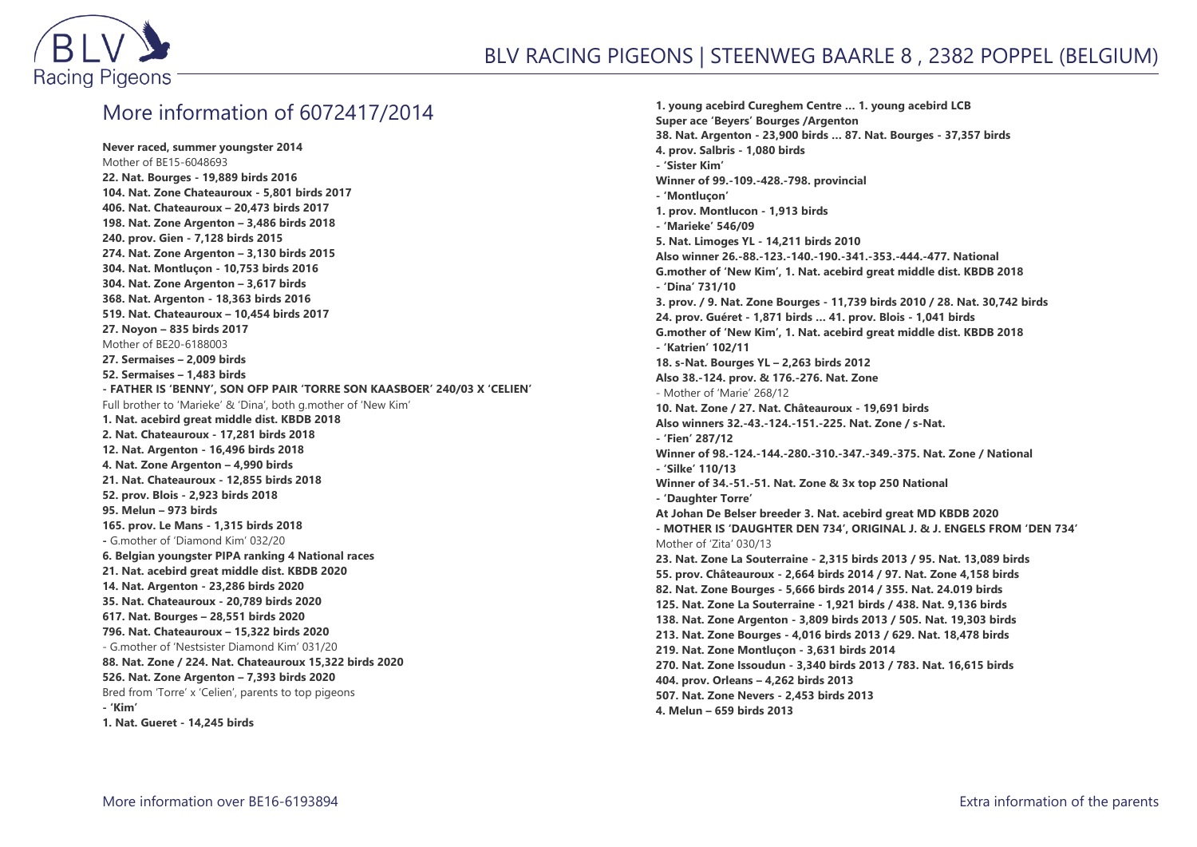## More information of 6072417/2014

**Never raced, summer youngster 2014**
Mother of BE15-6048693
**22. Nat. Bourges - 19,889 birds 2016**
**104. Nat. Zone Chateauroux - 5,801 birds 2017**
**406. Nat. Chateauroux – 20,473 birds 2017**
**198. Nat. Zone Argenton – 3,486 birds 2018**
**240. prov. Gien - 7,128 birds 2015**
**274. Nat. Zone Argenton – 3,130 birds 2015**
**304. Nat. Montluçon - 10,753 birds 2016**
**304. Nat. Zone Argenton – 3,617 birds**
**368. Nat. Argenton - 18,363 birds 2016**
**519. Nat. Chateauroux – 10,454 birds 2017**
**27. Noyon – 835 birds 2017**
Mother of BE20-6188003
**27. Sermaises – 2,009 birds**
**52. Sermaises – 1,483 birds**
**- FATHER IS 'BENNY', SON OFP PAIR 'TORRE SON KAASBOER' 240/03 X 'CELIEN'**
Full brother to 'Marieke' & 'Dina', both g.mother of 'New Kim'
**1. Nat. acebird great middle dist. KBDB 2018**
**2. Nat. Chateauroux - 17,281 birds 2018**
**12. Nat. Argenton - 16,496 birds 2018**
**4. Nat. Zone Argenton – 4,990 birds**
**21. Nat. Chateauroux - 12,855 birds 2018**
**52. prov. Blois - 2,923 birds 2018**
**95. Melun – 973 birds**
**165. prov. Le Mans - 1,315 birds 2018**
**-** G.mother of 'Diamond Kim' 032/20
**6. Belgian youngster PIPA ranking 4 National races**
**21. Nat. acebird great middle dist. KBDB 2020**
**14. Nat. Argenton - 23,286 birds 2020**
**35. Nat. Chateauroux - 20,789 birds 2020**
**617. Nat. Bourges – 28,551 birds 2020**
**796. Nat. Chateauroux – 15,322 birds 2020**
- G.mother of 'Nestsister Diamond Kim' 031/20
**88. Nat. Zone / 224. Nat. Chateauroux 15,322 birds 2020**
**526. Nat. Zone Argenton – 7,393 birds 2020**
Bred from 'Torre' x 'Celien', parents to top pigeons
**- 'Kim'**
**1. Nat. Gueret - 14,245 birds**
**1. young acebird Cureghem Centre … 1. young acebird LCB**
**Super ace 'Beyers' Bourges /Argenton**
**38. Nat. Argenton - 23,900 birds … 87. Nat. Bourges - 37,357 birds**
**4. prov. Salbris - 1,080 birds**
**- 'Sister Kim'**
**Winner of 99.-109.-428.-798. provincial**
**- 'Montluçon'**
**1. prov. Montlucon - 1,913 birds**
**- 'Marieke' 546/09**
**5. Nat. Limoges YL - 14,211 birds 2010**
**Also winner 26.-88.-123.-140.-190.-341.-353.-444.-477. National**
**G.mother of 'New Kim', 1. Nat. acebird great middle dist. KBDB 2018**
**- 'Dina' 731/10**
**3. prov. / 9. Nat. Zone Bourges - 11,739 birds 2010 / 28. Nat. 30,742 birds**
**24. prov. Guéret - 1,871 birds … 41. prov. Blois - 1,041 birds**
**G.mother of 'New Kim', 1. Nat. acebird great middle dist. KBDB 2018**
**- 'Katrien' 102/11**
**18. s-Nat. Bourges YL – 2,263 birds 2012**
**Also 38.-124. prov. & 176.-276. Nat. Zone**
- Mother of 'Marie' 268/12
**10. Nat. Zone / 27. Nat. Châteauroux - 19,691 birds**
**Also winners 32.-43.-124.-151.-225. Nat. Zone / s-Nat.**
**- 'Fien' 287/12**
**Winner of 98.-124.-144.-280.-310.-347.-349.-375. Nat. Zone / National**
**- 'Silke' 110/13**
**Winner of 34.-51.-51. Nat. Zone & 3x top 250 National**
**- 'Daughter Torre'**
**At Johan De Belser breeder 3. Nat. acebird great MD KBDB 2020**
**- MOTHER IS 'DAUGHTER DEN 734', ORIGINAL J. & J. ENGELS FROM 'DEN 734'**
Mother of 'Zita' 030/13
**23. Nat. Zone La Souterraine - 2,315 birds 2013 / 95. Nat. 13,089 birds**
**55. prov. Châteauroux - 2,664 birds 2014 / 97. Nat. Zone 4,158 birds**
**82. Nat. Zone Bourges - 5,666 birds 2014 / 355. Nat. 24.019 birds**
**125. Nat. Zone La Souterraine - 1,921 birds / 438. Nat. 9,136 birds**
**138. Nat. Zone Argenton - 3,809 birds 2013 / 505. Nat. 19,303 birds**
**213. Nat. Zone Bourges - 4,016 birds 2013 / 629. Nat. 18,478 birds**
**219. Nat. Zone Montluçon - 3,631 birds 2014**
**270. Nat. Zone Issoudun - 3,340 birds 2013 / 783. Nat. 16,615 birds**
**404. prov. Orleans – 4,262 birds 2013**
**507. Nat. Zone Nevers - 2,453 birds 2013**
**4. Melun – 659 birds 2013**